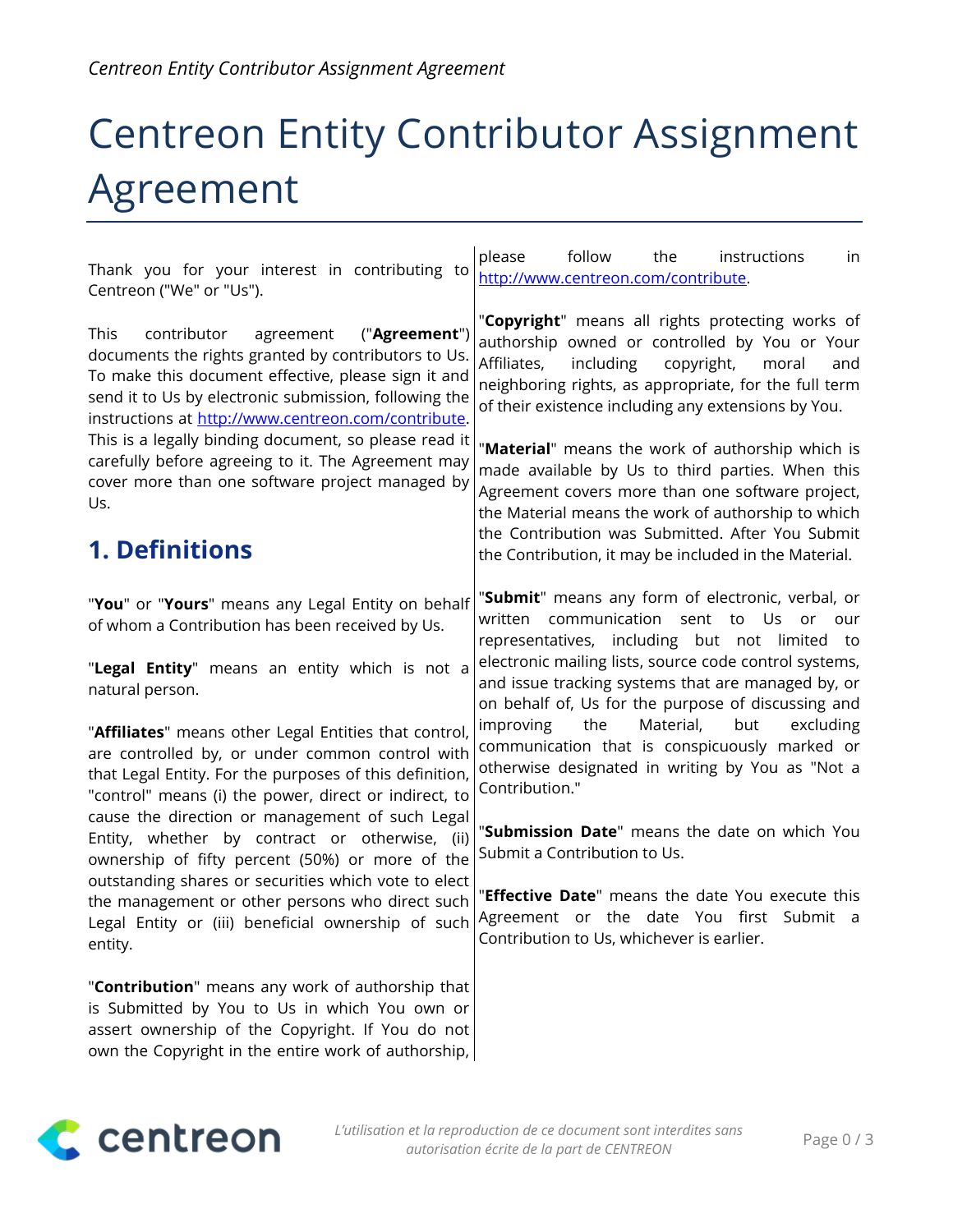# Centreon Entity Contributor Assignment Agreement

Thank you for your interest in contributing to Centreon ("We" or "Us").

This contributor agreement ("**Agreement**") documents the rights granted by contributors to Us. To make this document effective, please sign it and send it to Us by electronic submission, following the instructions at http://www.centreon.com/contribute. This is a legally binding document, so please read it carefully before agreeing to it. The Agreement may cover more than one software project managed by Us.

## 1. Definitions

"**You**" or "**Yours**" means any Legal Entity on behalf of whom a Contribution has been received by Us.

"**Legal Entity**" means an entity which is not a natural person.

"**Affiliates**" means other Legal Entities that control, are controlled by, or under common control with that Legal Entity. For the purposes of this definition, "control" means (i) the power, direct or indirect, to cause the direction or management of such Legal Entity, whether by contract or otherwise, (ii) ownership of fifty percent (50%) or more of the outstanding shares or securities which vote to elect the management or other persons who direct such Legal Entity or (iii) beneficial ownership of such entity.

"**Contribution**" means any work of authorship that is Submitted by You to Us in which You own or assert ownership of the Copyright. If You do not own the Copyright in the entire work of authorship, please follow the instructions in http://www.centreon.com/contribute.

"**Copyright**" means all rights protecting works of authorship owned or controlled by You or Your Affiliates, including copyright, moral and neighboring rights, as appropriate, for the full term of their existence including any extensions by You.

"**Material**" means the work of authorship which is made available by Us to third parties. When this Agreement covers more than one software project, the Material means the work of authorship to which the Contribution was Submitted. After You Submit the Contribution, it may be included in the Material.

"**Submit**" means any form of electronic, verbal, or written communication sent to Us or our representatives, including but not limited to electronic mailing lists, source code control systems, and issue tracking systems that are managed by, or on behalf of, Us for the purpose of discussing and improving the Material, but excluding communication that is conspicuously marked or otherwise designated in writing by You as "Not a Contribution."

"**Submission Date**" means the date on which You Submit a Contribution to Us.

"**Effective Date**" means the date You execute this Agreement or the date You first Submit a Contribution to Us, whichever is earlier.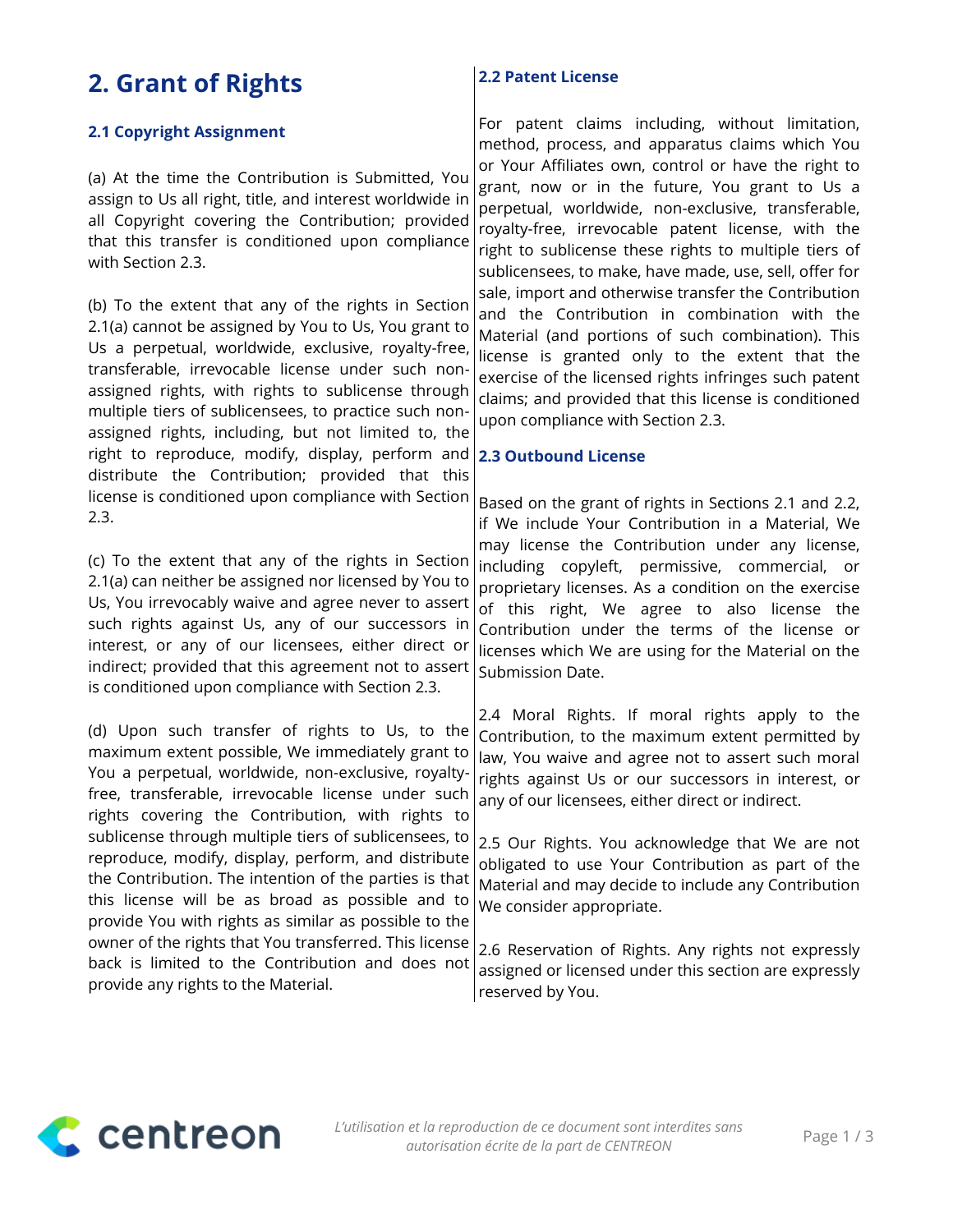## 2. Grant of Rights

### 2.1 Copyright Assignment

(a) At the time the Contribution is Submitted, You assign to Us all right, title, and interest worldwide in all Copyright covering the Contribution; provided that this transfer is conditioned upon compliance with Section 2.3.

(b) To the extent that any of the rights in Section 2.1(a) cannot be assigned by You to Us, You grant to Us a perpetual, worldwide, exclusive, royalty-free, transferable, irrevocable license under such non-assigned rights, with rights to sublicense through multiple tiers of sublicensees, to practice such non-assigned rights, including, but not limited to, the right to reproduce, modify, display, perform and distribute the Contribution; provided that this license is conditioned upon compliance with Section 2.3.

(c) To the extent that any of the rights in Section 2.1(a) can neither be assigned nor licensed by You to Us, You irrevocably waive and agree never to assert such rights against Us, any of our successors in interest, or any of our licensees, either direct or indirect; provided that this agreement not to assert is conditioned upon compliance with Section 2.3.

(d) Upon such transfer of rights to Us, to the maximum extent possible, We immediately grant to You a perpetual, worldwide, non-exclusive, royalty-free, transferable, irrevocable license under such rights covering the Contribution, with rights to sublicense through multiple tiers of sublicensees, to reproduce, modify, display, perform, and distribute the Contribution. The intention of the parties is that this license will be as broad as possible and to provide You with rights as similar as possible to the owner of the rights that You transferred. This license back is limited to the Contribution and does not provide any rights to the Material.

### 2.2 Patent License

For patent claims including, without limitation, method, process, and apparatus claims which You or Your Affiliates own, control or have the right to grant, now or in the future, You grant to Us a perpetual, worldwide, non-exclusive, transferable, royalty-free, irrevocable patent license, with the right to sublicense these rights to multiple tiers of sublicensees, to make, have made, use, sell, offer for sale, import and otherwise transfer the Contribution and the Contribution in combination with the Material (and portions of such combination). This license is granted only to the extent that the exercise of the licensed rights infringes such patent claims; and provided that this license is conditioned upon compliance with Section 2.3.

### 2.3 Outbound License

Based on the grant of rights in Sections 2.1 and 2.2, if We include Your Contribution in a Material, We may license the Contribution under any license, including copyleft, permissive, commercial, or proprietary licenses. As a condition on the exercise of this right, We agree to also license the Contribution under the terms of the license or licenses which We are using for the Material on the Submission Date.

2.4 Moral Rights. If moral rights apply to the Contribution, to the maximum extent permitted by law, You waive and agree not to assert such moral rights against Us or our successors in interest, or any of our licensees, either direct or indirect.

2.5 Our Rights. You acknowledge that We are not obligated to use Your Contribution as part of the Material and may decide to include any Contribution We consider appropriate.

2.6 Reservation of Rights. Any rights not expressly assigned or licensed under this section are expressly reserved by You.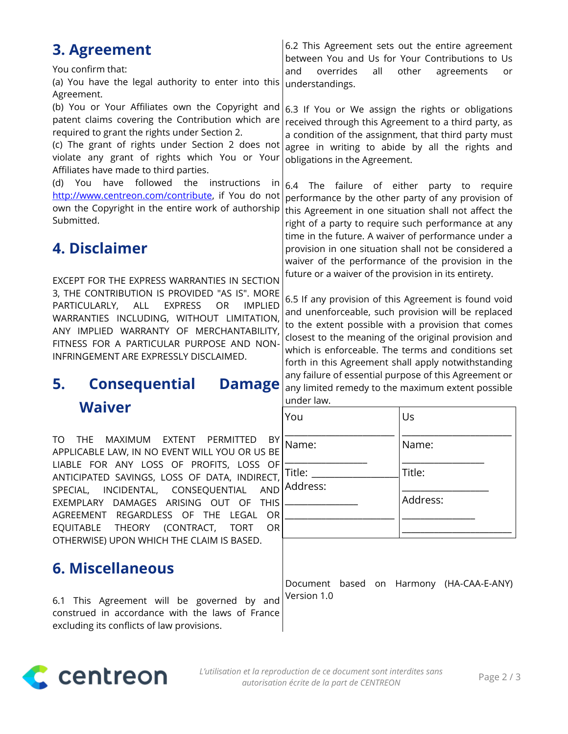## 3. Agreement

You confirm that:

(a) You have the legal authority to enter into this Agreement.

(b) You or Your Affiliates own the Copyright and patent claims covering the Contribution which are required to grant the rights under Section 2.

(c) The grant of rights under Section 2 does not violate any grant of rights which You or Your Affiliates have made to third parties.

(d) You have followed the instructions in http://www.centreon.com/contribute, if You do not own the Copyright in the entire work of authorship Submitted.

## 4. Disclaimer

EXCEPT FOR THE EXPRESS WARRANTIES IN SECTION 3, THE CONTRIBUTION IS PROVIDED "AS IS". MORE PARTICULARLY, ALL EXPRESS OR IMPLIED WARRANTIES INCLUDING, WITHOUT LIMITATION, ANY IMPLIED WARRANTY OF MERCHANTABILITY, FITNESS FOR A PARTICULAR PURPOSE AND NON-INFRINGEMENT ARE EXPRESSLY DISCLAIMED.

## 5. Consequential Damage Waiver

TO THE MAXIMUM EXTENT PERMITTED BY APPLICABLE LAW, IN NO EVENT WILL YOU OR US BE LIABLE FOR ANY LOSS OF PROFITS, LOSS OF ANTICIPATED SAVINGS, LOSS OF DATA, INDIRECT, SPECIAL, INCIDENTAL, CONSEQUENTIAL AND EXEMPLARY DAMAGES ARISING OUT OF THIS AGREEMENT REGARDLESS OF THE LEGAL OR EQUITABLE THEORY (CONTRACT, TORT OR OTHERWISE) UPON WHICH THE CLAIM IS BASED.

## 6. Miscellaneous

6.1 This Agreement will be governed by and construed in accordance with the laws of France excluding its conflicts of law provisions.

6.2 This Agreement sets out the entire agreement between You and Us for Your Contributions to Us and overrides all other agreements or understandings.

6.3 If You or We assign the rights or obligations received through this Agreement to a third party, as a condition of the assignment, that third party must agree in writing to abide by all the rights and obligations in the Agreement.

6.4 The failure of either party to require performance by the other party of any provision of this Agreement in one situation shall not affect the right of a party to require such performance at any time in the future. A waiver of performance under a provision in one situation shall not be considered a waiver of the performance of the provision in the future or a waiver of the provision in its entirety.

6.5 If any provision of this Agreement is found void and unenforceable, such provision will be replaced to the extent possible with a provision that comes closest to the meaning of the original provision and which is enforceable. The terms and conditions set forth in this Agreement shall apply notwithstanding any failure of essential purpose of this Agreement or any limited remedy to the maximum extent possible under law.

| You | Us |
|---|---|
| ______________________ | ______________________ |
| Name: ________________ | Name: ________________ |
| Title: ________________ | Title: ________________ |
| Address: ______________ ______________________ | Address: ______________ ______________________ |

Document based on Harmony (HA-CAA-E-ANY) Version 1.0

*L'utilisation et la reproduction de ce document sont interdites sans autorisation écrite de la part de CENTREON*